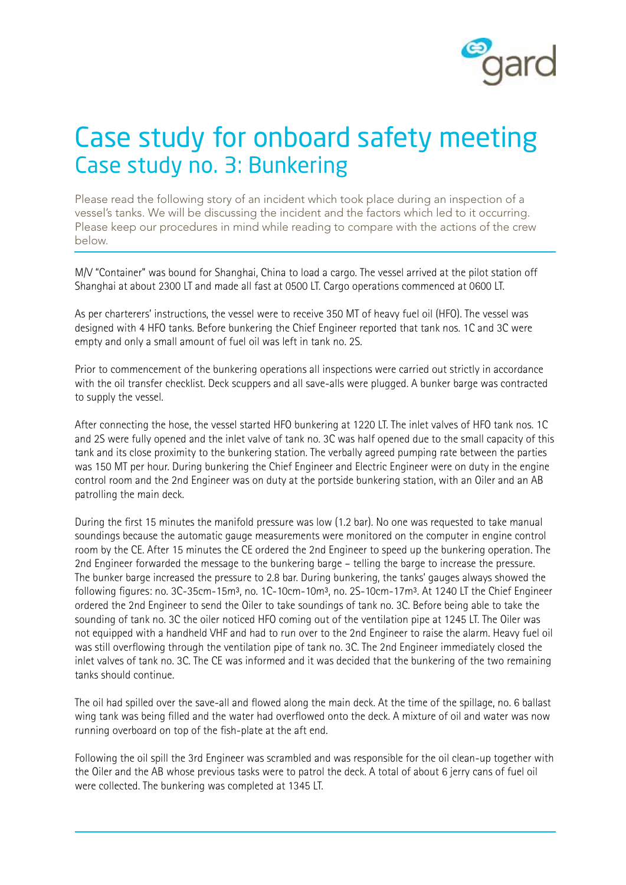# Case study for onboard safety meeting

## Case study no. 3: Bunkering

Please read the following story of an incident which took place during an inspection of a vessel's tanks. We will be discussing the incident and the factors which led to it occurring. Please keep our procedures in mind while reading to compare with the actions of the crew below.

M/V "Container" was bound for Shanghai, China to load a cargo. The vessel arrived at the pilot station off Shanghai at about 2300 LT and made all fast at 0500 LT. Cargo operations commenced at 0600 LT.

As per charterers' instructions, the vessel were to receive 350 MT of heavy fuel oil (HFO). The vessel was designed with 4 HFO tanks. Before bunkering the Chief Engineer reported that tank nos. 1C and 3C were empty and only a small amount of fuel oil was left in tank no. 2S.

Prior to commencement of the bunkering operations all inspections were carried out strictly in accordance with the oil transfer checklist. Deck scuppers and all save-alls were plugged. A bunker barge was contracted to supply the vessel.

After connecting the hose, the vessel started HFO bunkering at 1220 LT. The inlet valves of HFO tank nos. 1C and 2S were fully opened and the inlet valve of tank no. 3C was half opened due to the small capacity of this tank and its close proximity to the bunkering station. The verbally agreed pumping rate between the parties was 150 MT per hour. During bunkering the Chief Engineer and Electric Engineer were on duty in the engine control room and the 2nd Engineer was on duty at the portside bunkering station, with an Oiler and an AB patrolling the main deck.

During the first 15 minutes the manifold pressure was low (1.2 bar). No one was requested to take manual soundings because the automatic gauge measurements were monitored on the computer in engine control room by the CE. After 15 minutes the CE ordered the 2nd Engineer to speed up the bunkering operation. The 2nd Engineer forwarded the message to the bunkering barge – telling the barge to increase the pressure. The bunker barge increased the pressure to 2.8 bar. During bunkering, the tanks' gauges always showed the following figures: no. 3C-35cm-15m³, no. 1C-10cm-10m³, no. 2S-10cm-17m³. At 1240 LT the Chief Engineer ordered the 2nd Engineer to send the Oiler to take soundings of tank no. 3C. Before being able to take the sounding of tank no. 3C the oiler noticed HFO coming out of the ventilation pipe at 1245 LT. The Oiler was not equipped with a handheld VHF and had to run over to the 2nd Engineer to raise the alarm. Heavy fuel oil was still overflowing through the ventilation pipe of tank no. 3C. The 2nd Engineer immediately closed the inlet valves of tank no. 3C. The CE was informed and it was decided that the bunkering of the two remaining tanks should continue.

The oil had spilled over the save-all and flowed along the main deck. At the time of the spillage, no. 6 ballast wing tank was being filled and the water had overflowed onto the deck. A mixture of oil and water was now running overboard on top of the fish-plate at the aft end.

Following the oil spill the 3rd Engineer was scrambled and was responsible for the oil clean-up together with the Oiler and the AB whose previous tasks were to patrol the deck. A total of about 6 jerry cans of fuel oil were collected. The bunkering was completed at 1345 LT.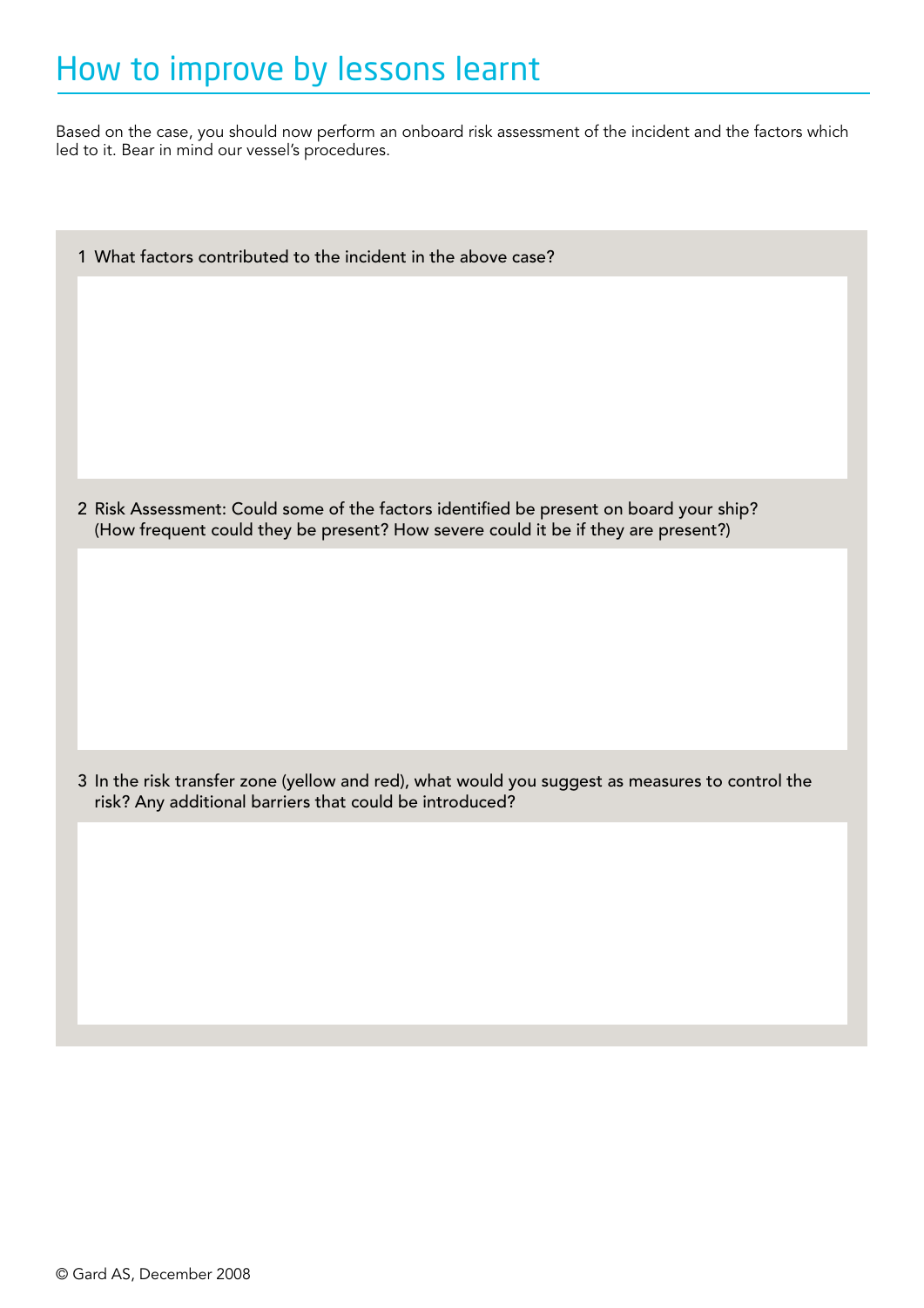# How to improve by lessons learnt

Based on the case, you should now perform an onboard risk assessment of the incident and the factors which led to it. Bear in mind our vessel's procedures.

1 What factors contributed to the incident in the above case?

2 Risk Assessment: Could some of the factors identified be present on board your ship? (How frequent could they be present? How severe could it be if they are present?)

3 In the risk transfer zone (yellow and red), what would you suggest as measures to control the risk? Any additional barriers that could be introduced?

© Gard AS, December 2008